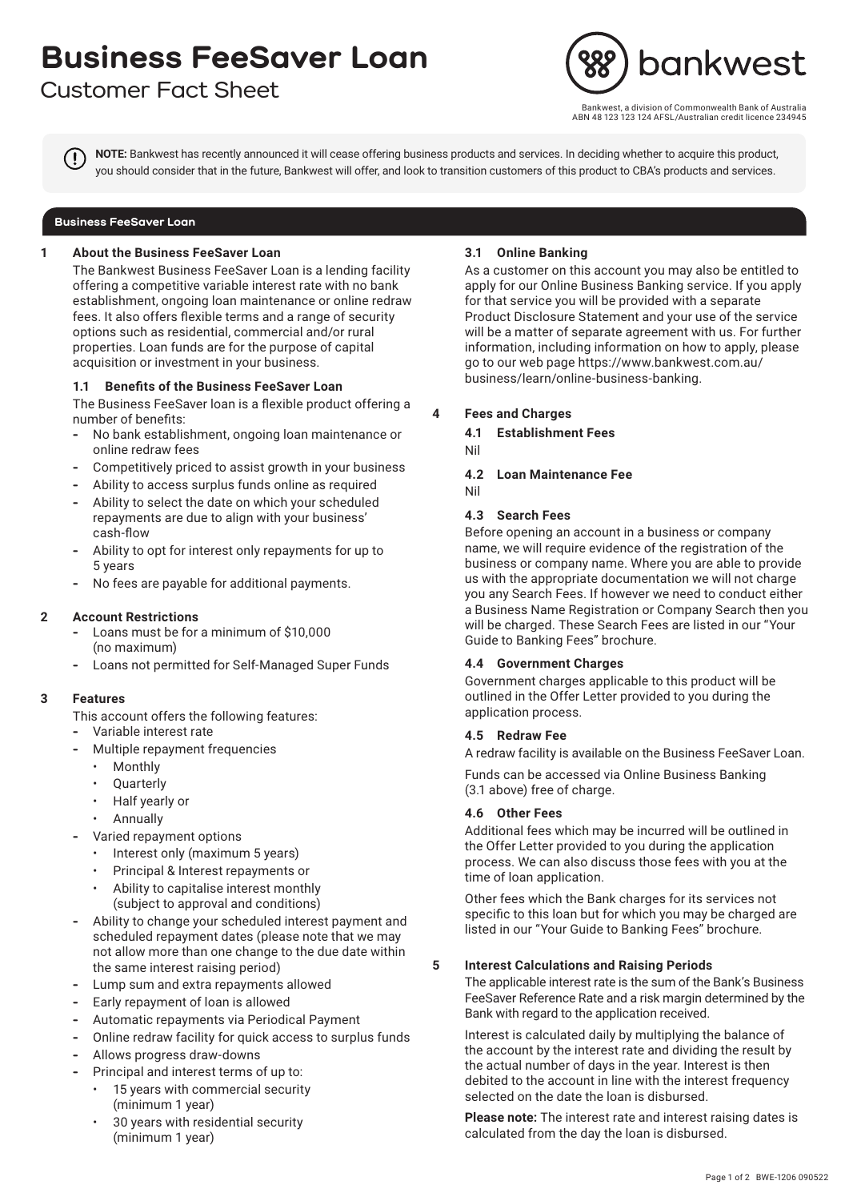# Business FeeSaver Loan

Customer Fact Sheet

Bankwest, a division of Commonwealth Bank of Australia
ABN 48 123 123 124 AFSL/Australian credit licence 234945

**NOTE:** Bankwest has recently announced it will cease offering business products and services. In deciding whether to acquire this product, you should consider that in the future, Bankwest will offer, and look to transition customers of this product to CBA's products and services.

## Business FeeSaver Loan

### 1 About the Business FeeSaver Loan

The Bankwest Business FeeSaver Loan is a lending facility offering a competitive variable interest rate with no bank establishment, ongoing loan maintenance or online redraw fees. It also offers flexible terms and a range of security options such as residential, commercial and/or rural properties. Loan funds are for the purpose of capital acquisition or investment in your business.

#### 1.1 Benefits of the Business FeeSaver Loan

The Business FeeSaver loan is a flexible product offering a number of benefits:

- No bank establishment, ongoing loan maintenance or online redraw fees
- Competitively priced to assist growth in your business
- Ability to access surplus funds online as required
- Ability to select the date on which your scheduled repayments are due to align with your business' cash-flow
- Ability to opt for interest only repayments for up to 5 years
- No fees are payable for additional payments.

### 2 Account Restrictions

- Loans must be for a minimum of $10,000 (no maximum)
- Loans not permitted for Self-Managed Super Funds

### 3 Features

This account offers the following features:

- Variable interest rate
- Multiple repayment frequencies
  - Monthly
  - Quarterly
  - Half yearly or
  - Annually
- Varied repayment options
  - Interest only (maximum 5 years)
  - Principal & Interest repayments or
  - Ability to capitalise interest monthly (subject to approval and conditions)
- Ability to change your scheduled interest payment and scheduled repayment dates (please note that we may not allow more than one change to the due date within the same interest raising period)
- Lump sum and extra repayments allowed
- Early repayment of loan is allowed
- Automatic repayments via Periodical Payment
- Online redraw facility for quick access to surplus funds
- Allows progress draw-downs
- Principal and interest terms of up to:
  - 15 years with commercial security (minimum 1 year)
  - 30 years with residential security (minimum 1 year)

#### 3.1 Online Banking

As a customer on this account you may also be entitled to apply for our Online Business Banking service. If you apply for that service you will be provided with a separate Product Disclosure Statement and your use of the service will be a matter of separate agreement with us. For further information, including information on how to apply, please go to our web page https://www.bankwest.com.au/business/learn/online-business-banking.

### 4 Fees and Charges

#### 4.1 Establishment Fees

Nil

#### 4.2 Loan Maintenance Fee

Nil

#### 4.3 Search Fees

Before opening an account in a business or company name, we will require evidence of the registration of the business or company name. Where you are able to provide us with the appropriate documentation we will not charge you any Search Fees. If however we need to conduct either a Business Name Registration or Company Search then you will be charged. These Search Fees are listed in our "Your Guide to Banking Fees" brochure.

#### 4.4 Government Charges

Government charges applicable to this product will be outlined in the Offer Letter provided to you during the application process.

#### 4.5 Redraw Fee

A redraw facility is available on the Business FeeSaver Loan.

Funds can be accessed via Online Business Banking (3.1 above) free of charge.

#### 4.6 Other Fees

Additional fees which may be incurred will be outlined in the Offer Letter provided to you during the application process. We can also discuss those fees with you at the time of loan application.

Other fees which the Bank charges for its services not specific to this loan but for which you may be charged are listed in our "Your Guide to Banking Fees" brochure.

### 5 Interest Calculations and Raising Periods

The applicable interest rate is the sum of the Bank's Business FeeSaver Reference Rate and a risk margin determined by the Bank with regard to the application received.

Interest is calculated daily by multiplying the balance of the account by the interest rate and dividing the result by the actual number of days in the year. Interest is then debited to the account in line with the interest frequency selected on the date the loan is disbursed.

**Please note:** The interest rate and interest raising dates is calculated from the day the loan is disbursed.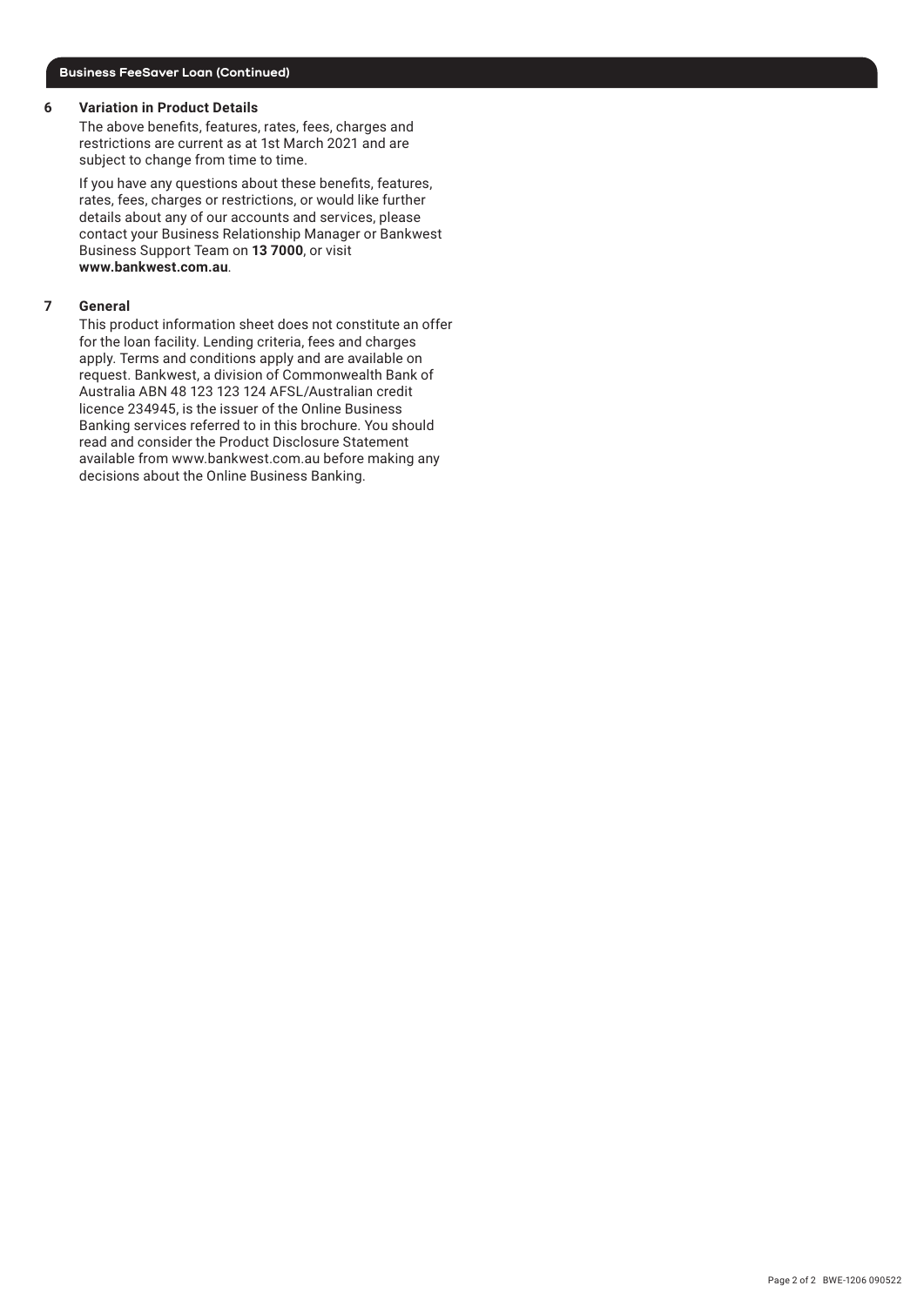## Business FeeSaver Loan (Continued)

### 6 Variation in Product Details

The above benefits, features, rates, fees, charges and restrictions are current as at 1st March 2021 and are subject to change from time to time.

If you have any questions about these benefits, features, rates, fees, charges or restrictions, or would like further details about any of our accounts and services, please contact your Business Relationship Manager or Bankwest Business Support Team on **13 7000**, or visit **www.bankwest.com.au**.

### 7 General

This product information sheet does not constitute an offer for the loan facility. Lending criteria, fees and charges apply. Terms and conditions apply and are available on request. Bankwest, a division of Commonwealth Bank of Australia ABN 48 123 123 124 AFSL/Australian credit licence 234945, is the issuer of the Online Business Banking services referred to in this brochure. You should read and consider the Product Disclosure Statement available from www.bankwest.com.au before making any decisions about the Online Business Banking.

BWE-1206 090522